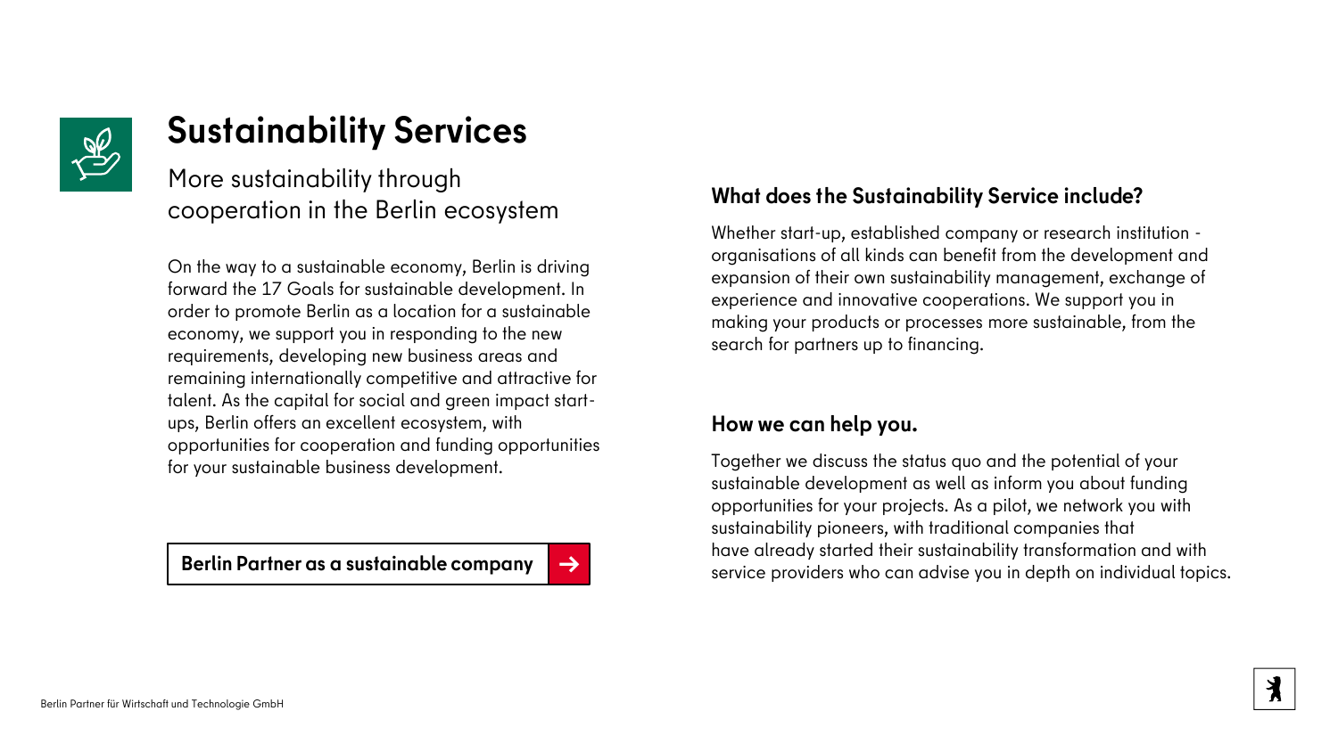# Sustainability Services

More sustainability through cooperation in the Berlin ecosystem

On the way to a sustainable economy, Berlin is driving forward the 17 Goals for sustainable development. In order to promote Berlin as a location for a sustainable economy, we support you in responding to the new requirements, developing new business areas and remaining internationally competitive and attractive for talent. As the capital for social and green impact start-ups, Berlin offers an excellent ecosystem, with opportunities for cooperation and funding opportunities for your sustainable business development.

**Berlin Partner as a sustainable company** →

## What does the Sustainability Service include?

Whether start-up, established company or research institution - organisations of all kinds can benefit from the development and expansion of their own sustainability management, exchange of experience and innovative cooperations. We support you in making your products or processes more sustainable, from the search for partners up to financing.

## How we can help you.

Together we discuss the status quo and the potential of your sustainable development as well as inform you about funding opportunities for your projects. As a pilot, we network you with sustainability pioneers, with traditional companies that have already started their sustainability transformation and with service providers who can advise you in depth on individual topics.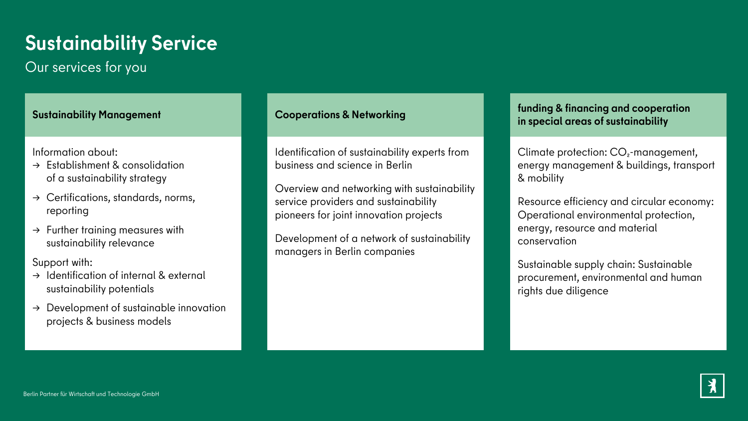# Sustainability Service

Our services for you

## Sustainability Management

Information about:

- → Establishment & consolidation of a sustainability strategy
- → Certifications, standards, norms, reporting
- → Further training measures with sustainability relevance

Support with:

- → Identification of internal & external sustainability potentials
- → Development of sustainable innovation projects & business models

## Cooperations & Networking

Identification of sustainability experts from business and science in Berlin

Overview and networking with sustainability service providers and sustainability pioneers for joint innovation projects

Development of a network of sustainability managers in Berlin companies

## funding & financing and cooperation in special areas of sustainability

Climate protection: $CO_2$-management, energy management & buildings, transport & mobility

Resource efficiency and circular economy: Operational environmental protection, energy, resource and material conservation

Sustainable supply chain: Sustainable procurement, environmental and human rights due diligence

Berlin Partner für Wirtschaft und Technologie GmbH